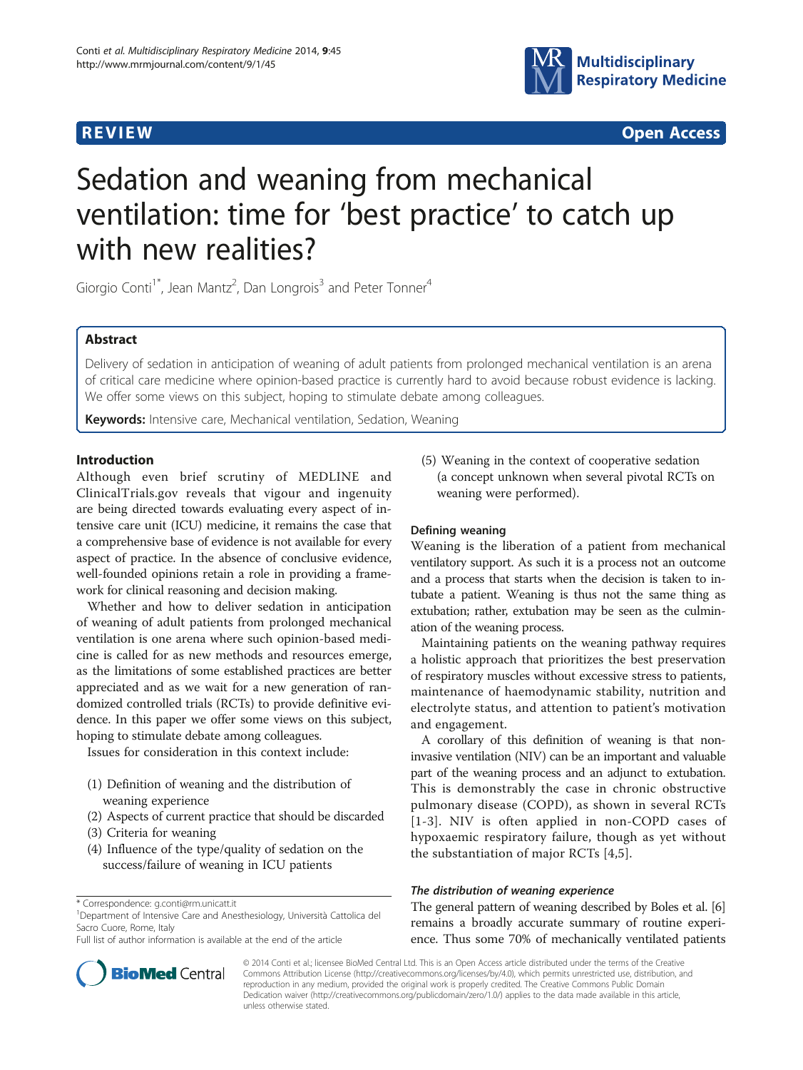**REVIEW** **Open Access**

# Sedation and weaning from mechanical ventilation: time for 'best practice' to catch up with new realities?

Giorgio Conti[1*], Jean Mantz[2], Dan Longrois[3] and Peter Tonner[4]

## Abstract

Delivery of sedation in anticipation of weaning of adult patients from prolonged mechanical ventilation is an arena of critical care medicine where opinion-based practice is currently hard to avoid because robust evidence is lacking. We offer some views on this subject, hoping to stimulate debate among colleagues.

**Keywords:** Intensive care, Mechanical ventilation, Sedation, Weaning

## Introduction

Although even brief scrutiny of MEDLINE and ClinicalTrials.gov reveals that vigour and ingenuity are being directed towards evaluating every aspect of intensive care unit (ICU) medicine, it remains the case that a comprehensive base of evidence is not available for every aspect of practice. In the absence of conclusive evidence, well-founded opinions retain a role in providing a framework for clinical reasoning and decision making.

Whether and how to deliver sedation in anticipation of weaning of adult patients from prolonged mechanical ventilation is one arena where such opinion-based medicine is called for as new methods and resources emerge, as the limitations of some established practices are better appreciated and as we wait for a new generation of randomized controlled trials (RCTs) to provide definitive evidence. In this paper we offer some views on this subject, hoping to stimulate debate among colleagues.

Issues for consideration in this context include:

(1) Definition of weaning and the distribution of weaning experience
(2) Aspects of current practice that should be discarded
(3) Criteria for weaning
(4) Influence of the type/quality of sedation on the success/failure of weaning in ICU patients
(5) Weaning in the context of cooperative sedation (a concept unknown when several pivotal RCTs on weaning were performed).

### Defining weaning

Weaning is the liberation of a patient from mechanical ventilatory support. As such it is a process not an outcome and a process that starts when the decision is taken to intubate a patient. Weaning is thus not the same thing as extubation; rather, extubation may be seen as the culmination of the weaning process.

Maintaining patients on the weaning pathway requires a holistic approach that prioritizes the best preservation of respiratory muscles without excessive stress to patients, maintenance of haemodynamic stability, nutrition and electrolyte status, and attention to patient's motivation and engagement.

A corollary of this definition of weaning is that non-invasive ventilation (NIV) can be an important and valuable part of the weaning process and an adjunct to extubation. This is demonstrably the case in chronic obstructive pulmonary disease (COPD), as shown in several RCTs [1-3]. NIV is often applied in non-COPD cases of hypoxaemic respiratory failure, though as yet without the substantiation of major RCTs [4,5].

#### *The distribution of weaning experience*

The general pattern of weaning described by Boles et al. [6] remains a broadly accurate summary of routine experience. Thus some 70% of mechanically ventilated patients

\* Correspondence: g.conti@rm.unicatt.it
[1]Department of Intensive Care and Anesthesiology, Università Cattolica del Sacro Cuore, Rome, Italy
Full list of author information is available at the end of the article

© 2014 Conti et al.; licensee BioMed Central Ltd. This is an Open Access article distributed under the terms of the Creative Commons Attribution License (http://creativecommons.org/licenses/by/4.0), which permits unrestricted use, distribution, and reproduction in any medium, provided the original work is properly credited. The Creative Commons Public Domain Dedication waiver (http://creativecommons.org/publicdomain/zero/1.0/) applies to the data made available in this article, unless otherwise stated.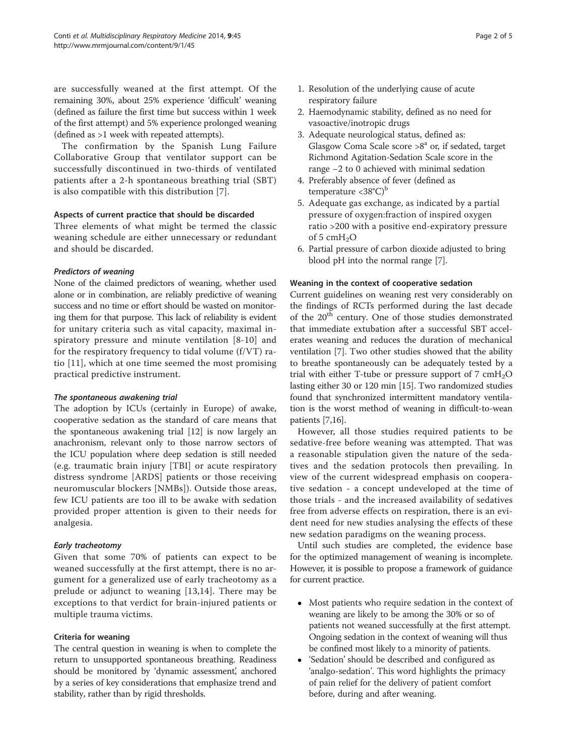are successfully weaned at the first attempt. Of the remaining 30%, about 25% experience 'difficult' weaning (defined as failure the first time but success within 1 week of the first attempt) and 5% experience prolonged weaning (defined as >1 week with repeated attempts).

The confirmation by the Spanish Lung Failure Collaborative Group that ventilator support can be successfully discontinued in two-thirds of ventilated patients after a 2-h spontaneous breathing trial (SBT) is also compatible with this distribution [7].

### Aspects of current practice that should be discarded

Three elements of what might be termed the classic weaning schedule are either unnecessary or redundant and should be discarded.

#### *Predictors of weaning*

None of the claimed predictors of weaning, whether used alone or in combination, are reliably predictive of weaning success and no time or effort should be wasted on monitoring them for that purpose. This lack of reliability is evident for unitary criteria such as vital capacity, maximal inspiratory pressure and minute ventilation [8-10] and for the respiratory frequency to tidal volume (f/VT) ratio [11], which at one time seemed the most promising practical predictive instrument.

#### *The spontaneous awakening trial*

The adoption by ICUs (certainly in Europe) of awake, cooperative sedation as the standard of care means that the spontaneous awakening trial [12] is now largely an anachronism, relevant only to those narrow sectors of the ICU population where deep sedation is still needed (e.g. traumatic brain injury [TBI] or acute respiratory distress syndrome [ARDS] patients or those receiving neuromuscular blockers [NMBs]). Outside those areas, few ICU patients are too ill to be awake with sedation provided proper attention is given to their needs for analgesia.

#### *Early tracheotomy*

Given that some 70% of patients can expect to be weaned successfully at the first attempt, there is no argument for a generalized use of early tracheotomy as a prelude or adjunct to weaning [13,14]. There may be exceptions to that verdict for brain-injured patients or multiple trauma victims.

### Criteria for weaning

The central question in weaning is when to complete the return to unsupported spontaneous breathing. Readiness should be monitored by 'dynamic assessment', anchored by a series of key considerations that emphasize trend and stability, rather than by rigid thresholds.

1. Resolution of the underlying cause of acute respiratory failure
2. Haemodynamic stability, defined as no need for vasoactive/inotropic drugs
3. Adequate neurological status, defined as: Glasgow Coma Scale score >8[a] or, if sedated, target Richmond Agitation-Sedation Scale score in the range −2 to 0 achieved with minimal sedation
4. Preferably absence of fever (defined as temperature <38°C)[b]
5. Adequate gas exchange, as indicated by a partial pressure of oxygen:fraction of inspired oxygen ratio >200 with a positive end-expiratory pressure of 5 $cmH_2O$
6. Partial pressure of carbon dioxide adjusted to bring blood pH into the normal range [7].

### Weaning in the context of cooperative sedation

Current guidelines on weaning rest very considerably on the findings of RCTs performed during the last decade of the 20th century. One of those studies demonstrated that immediate extubation after a successful SBT accelerates weaning and reduces the duration of mechanical ventilation [7]. Two other studies showed that the ability to breathe spontaneously can be adequately tested by a trial with either T-tube or pressure support of 7 $cmH_2O$ lasting either 30 or 120 min [15]. Two randomized studies found that synchronized intermittent mandatory ventilation is the worst method of weaning in difficult-to-wean patients [7,16].

However, all those studies required patients to be sedative-free before weaning was attempted. That was a reasonable stipulation given the nature of the sedatives and the sedation protocols then prevailing. In view of the current widespread emphasis on cooperative sedation - a concept undeveloped at the time of those trials - and the increased availability of sedatives free from adverse effects on respiration, there is an evident need for new studies analysing the effects of these new sedation paradigms on the weaning process.

Until such studies are completed, the evidence base for the optimized management of weaning is incomplete. However, it is possible to propose a framework of guidance for current practice.

- Most patients who require sedation in the context of weaning are likely to be among the 30% or so of patients not weaned successfully at the first attempt. Ongoing sedation in the context of weaning will thus be confined most likely to a minority of patients.
- 'Sedation' should be described and configured as 'analgo-sedation'. This word highlights the primacy of pain relief for the delivery of patient comfort before, during and after weaning.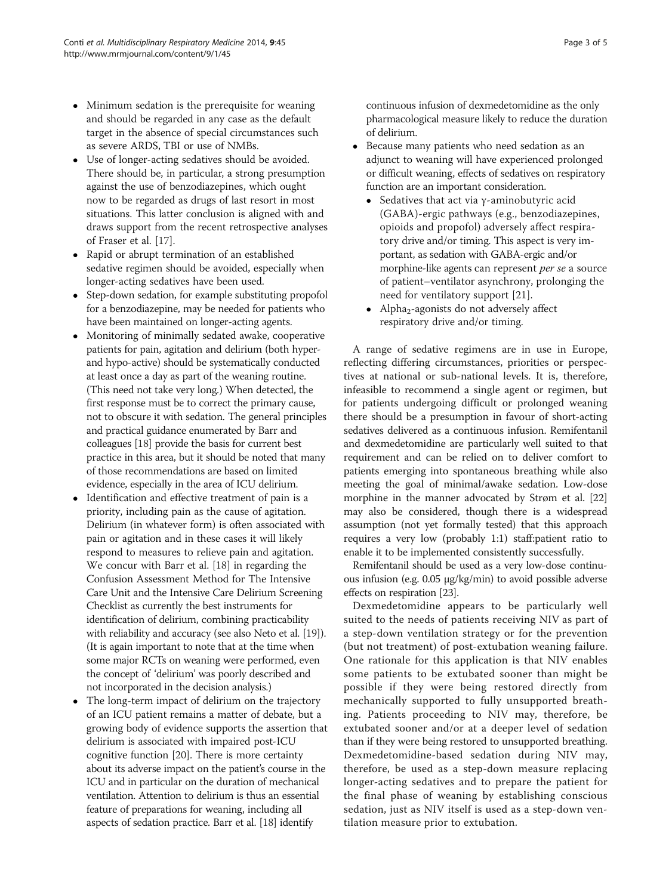- Minimum sedation is the prerequisite for weaning and should be regarded in any case as the default target in the absence of special circumstances such as severe ARDS, TBI or use of NMBs.
- Use of longer-acting sedatives should be avoided. There should be, in particular, a strong presumption against the use of benzodiazepines, which ought now to be regarded as drugs of last resort in most situations. This latter conclusion is aligned with and draws support from the recent retrospective analyses of Fraser et al. [17].
- Rapid or abrupt termination of an established sedative regimen should be avoided, especially when longer-acting sedatives have been used.
- Step-down sedation, for example substituting propofol for a benzodiazepine, may be needed for patients who have been maintained on longer-acting agents.
- Monitoring of minimally sedated awake, cooperative patients for pain, agitation and delirium (both hyper- and hypo-active) should be systematically conducted at least once a day as part of the weaning routine. (This need not take very long.) When detected, the first response must be to correct the primary cause, not to obscure it with sedation. The general principles and practical guidance enumerated by Barr and colleagues [18] provide the basis for current best practice in this area, but it should be noted that many of those recommendations are based on limited evidence, especially in the area of ICU delirium.
- Identification and effective treatment of pain is a priority, including pain as the cause of agitation. Delirium (in whatever form) is often associated with pain or agitation and in these cases it will likely respond to measures to relieve pain and agitation. We concur with Barr et al. [18] in regarding the Confusion Assessment Method for The Intensive Care Unit and the Intensive Care Delirium Screening Checklist as currently the best instruments for identification of delirium, combining practicability with reliability and accuracy (see also Neto et al. [19]). (It is again important to note that at the time when some major RCTs on weaning were performed, even the concept of 'delirium' was poorly described and not incorporated in the decision analysis.)
- The long-term impact of delirium on the trajectory of an ICU patient remains a matter of debate, but a growing body of evidence supports the assertion that delirium is associated with impaired post-ICU cognitive function [20]. There is more certainty about its adverse impact on the patient's course in the ICU and in particular on the duration of mechanical ventilation. Attention to delirium is thus an essential feature of preparations for weaning, including all aspects of sedation practice. Barr et al. [18] identify continuous infusion of dexmedetomidine as the only pharmacological measure likely to reduce the duration of delirium.
- Because many patients who need sedation as an adjunct to weaning will have experienced prolonged or difficult weaning, effects of sedatives on respiratory function are an important consideration.
  - Sedatives that act via γ-aminobutyric acid (GABA)-ergic pathways (e.g., benzodiazepines, opioids and propofol) adversely affect respiratory drive and/or timing. This aspect is very important, as sedation with GABA-ergic and/or morphine-like agents can represent *per se* a source of patient–ventilator asynchrony, prolonging the need for ventilatory support [21].
  - Alpha$_2$-agonists do not adversely affect respiratory drive and/or timing.

A range of sedative regimens are in use in Europe, reflecting differing circumstances, priorities or perspectives at national or sub-national levels. It is, therefore, infeasible to recommend a single agent or regimen, but for patients undergoing difficult or prolonged weaning there should be a presumption in favour of short-acting sedatives delivered as a continuous infusion. Remifentanil and dexmedetomidine are particularly well suited to that requirement and can be relied on to deliver comfort to patients emerging into spontaneous breathing while also meeting the goal of minimal/awake sedation. Low-dose morphine in the manner advocated by Strøm et al. [22] may also be considered, though there is a widespread assumption (not yet formally tested) that this approach requires a very low (probably 1:1) staff:patient ratio to enable it to be implemented consistently successfully.

Remifentanil should be used as a very low-dose continuous infusion (e.g. 0.05 μg/kg/min) to avoid possible adverse effects on respiration [23].

Dexmedetomidine appears to be particularly well suited to the needs of patients receiving NIV as part of a step-down ventilation strategy or for the prevention (but not treatment) of post-extubation weaning failure. One rationale for this application is that NIV enables some patients to be extubated sooner than might be possible if they were being restored directly from mechanically supported to fully unsupported breathing. Patients proceeding to NIV may, therefore, be extubated sooner and/or at a deeper level of sedation than if they were being restored to unsupported breathing. Dexmedetomidine-based sedation during NIV may, therefore, be used as a step-down measure replacing longer-acting sedatives and to prepare the patient for the final phase of weaning by establishing conscious sedation, just as NIV itself is used as a step-down ventilation measure prior to extubation.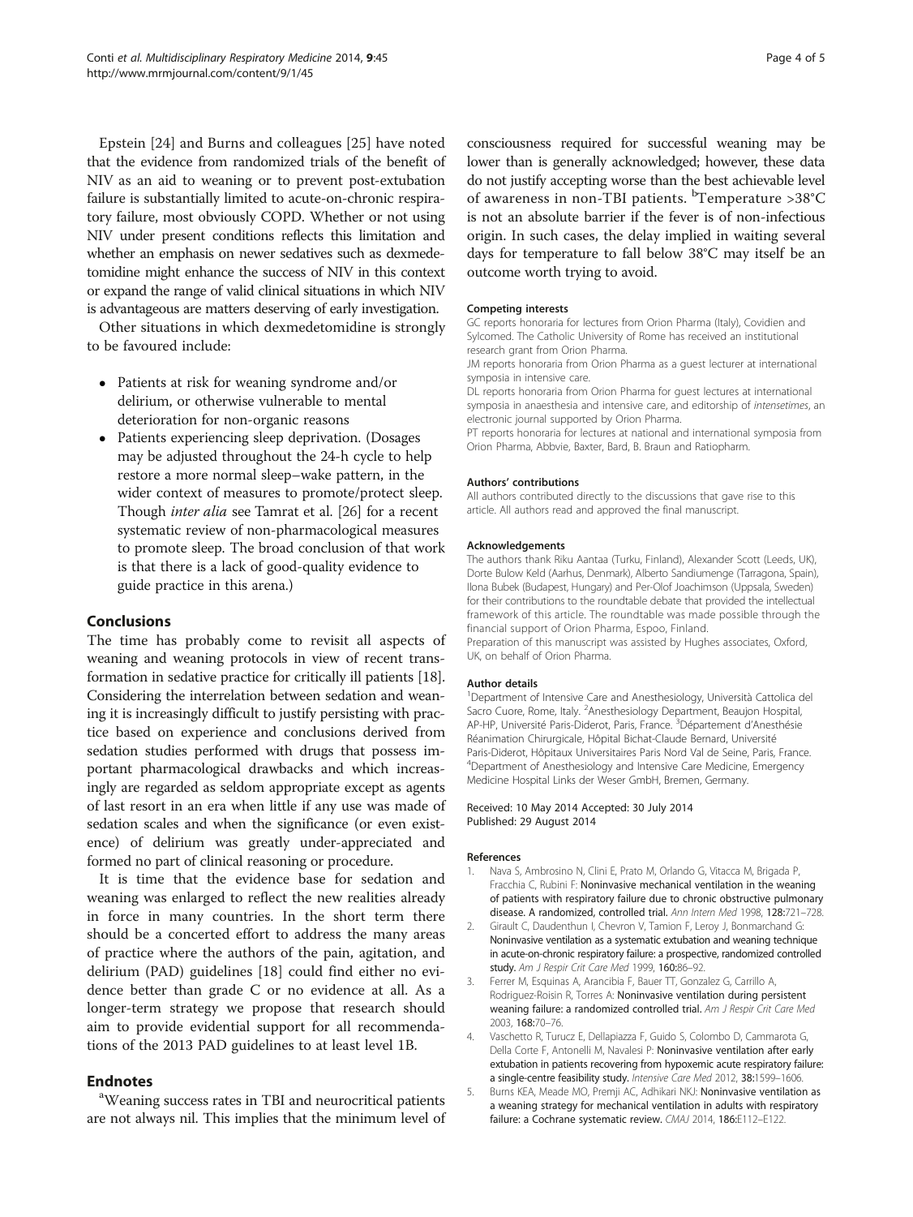Epstein [24] and Burns and colleagues [25] have noted that the evidence from randomized trials of the benefit of NIV as an aid to weaning or to prevent post-extubation failure is substantially limited to acute-on-chronic respiratory failure, most obviously COPD. Whether or not using NIV under present conditions reflects this limitation and whether an emphasis on newer sedatives such as dexmedetomidine might enhance the success of NIV in this context or expand the range of valid clinical situations in which NIV is advantageous are matters deserving of early investigation.

Other situations in which dexmedetomidine is strongly to be favoured include:

- Patients at risk for weaning syndrome and/or delirium, or otherwise vulnerable to mental deterioration for non-organic reasons
- Patients experiencing sleep deprivation. (Dosages may be adjusted throughout the 24-h cycle to help restore a more normal sleep–wake pattern, in the wider context of measures to promote/protect sleep. Though *inter alia* see Tamrat et al. [26] for a recent systematic review of non-pharmacological measures to promote sleep. The broad conclusion of that work is that there is a lack of good-quality evidence to guide practice in this arena.)

## Conclusions

The time has probably come to revisit all aspects of weaning and weaning protocols in view of recent transformation in sedative practice for critically ill patients [18]. Considering the interrelation between sedation and weaning it is increasingly difficult to justify persisting with practice based on experience and conclusions derived from sedation studies performed with drugs that possess important pharmacological drawbacks and which increasingly are regarded as seldom appropriate except as agents of last resort in an era when little if any use was made of sedation scales and when the significance (or even existence) of delirium was greatly under-appreciated and formed no part of clinical reasoning or procedure.

It is time that the evidence base for sedation and weaning was enlarged to reflect the new realities already in force in many countries. In the short term there should be a concerted effort to address the many areas of practice where the authors of the pain, agitation, and delirium (PAD) guidelines [18] could find either no evidence better than grade C or no evidence at all. As a longer-term strategy we propose that research should aim to provide evidential support for all recommendations of the 2013 PAD guidelines to at least level 1B.

## Endnotes

[a]Weaning success rates in TBI and neurocritical patients are not always nil. This implies that the minimum level of consciousness required for successful weaning may be lower than is generally acknowledged; however, these data do not justify accepting worse than the best achievable level of awareness in non-TBI patients. [b]Temperature >38°C is not an absolute barrier if the fever is of non-infectious origin. In such cases, the delay implied in waiting several days for temperature to fall below 38°C may itself be an outcome worth trying to avoid.

#### Competing interests

GC reports honoraria for lectures from Orion Pharma (Italy), Covidien and Sylcomed. The Catholic University of Rome has received an institutional research grant from Orion Pharma.

JM reports honoraria from Orion Pharma as a guest lecturer at international symposia in intensive care.

DL reports honoraria from Orion Pharma for guest lectures at international symposia in anaesthesia and intensive care, and editorship of *intensetimes*, an electronic journal supported by Orion Pharma.

PT reports honoraria for lectures at national and international symposia from Orion Pharma, Abbvie, Baxter, Bard, B. Braun and Ratiopharm.

#### Authors' contributions

All authors contributed directly to the discussions that gave rise to this article. All authors read and approved the final manuscript.

#### Acknowledgements

The authors thank Riku Aantaa (Turku, Finland), Alexander Scott (Leeds, UK), Dorte Bulow Keld (Aarhus, Denmark), Alberto Sandiumenge (Tarragona, Spain), Ilona Bubek (Budapest, Hungary) and Per-Olof Joachimson (Uppsala, Sweden) for their contributions to the roundtable debate that provided the intellectual framework of this article. The roundtable was made possible through the financial support of Orion Pharma, Espoo, Finland.

Preparation of this manuscript was assisted by Hughes associates, Oxford, UK, on behalf of Orion Pharma.

#### Author details

[1]Department of Intensive Care and Anesthesiology, Università Cattolica del Sacro Cuore, Rome, Italy. [2]Anesthesiology Department, Beaujon Hospital, AP-HP, Université Paris-Diderot, Paris, France. [3]Département d'Anesthésie Réanimation Chirurgicale, Hôpital Bichat-Claude Bernard, Université Paris-Diderot, Hôpitaux Universitaires Paris Nord Val de Seine, Paris, France. [4]Department of Anesthesiology and Intensive Care Medicine, Emergency Medicine Hospital Links der Weser GmbH, Bremen, Germany.

Received: 10 May 2014 Accepted: 30 July 2014
Published: 29 August 2014

#### References

1. Nava S, Ambrosino N, Clini E, Prato M, Orlando G, Vitacca M, Brigada P, Fracchia C, Rubini F: **Noninvasive mechanical ventilation in the weaning of patients with respiratory failure due to chronic obstructive pulmonary disease. A randomized, controlled trial.** *Ann Intern Med* 1998, **128**:721–728.
2. Girault C, Daudenthun I, Chevron V, Tamion F, Leroy J, Bonmarchand G: **Noninvasive ventilation as a systematic extubation and weaning technique in acute-on-chronic respiratory failure: a prospective, randomized controlled study.** *Am J Respir Crit Care Med* 1999, **160**:86–92.
3. Ferrer M, Esquinas A, Arancibia F, Bauer TT, Gonzalez G, Carrillo A, Rodriguez-Roisin R, Torres A: **Noninvasive ventilation during persistent weaning failure: a randomized controlled trial.** *Am J Respir Crit Care Med* 2003, **168**:70–76.
4. Vaschetto R, Turucz E, Dellapiazza F, Guido S, Colombo D, Cammarota G, Della Corte F, Antonelli M, Navalesi P: **Noninvasive ventilation after early extubation in patients recovering from hypoxemic acute respiratory failure: a single-centre feasibility study.** *Intensive Care Med* 2012, **38**:1599–1606.
5. Burns KEA, Meade MO, Premji AC, Adhikari NKJ: **Noninvasive ventilation as a weaning strategy for mechanical ventilation in adults with respiratory failure: a Cochrane systematic review.** *CMAJ* 2014, **186**:E112–E122.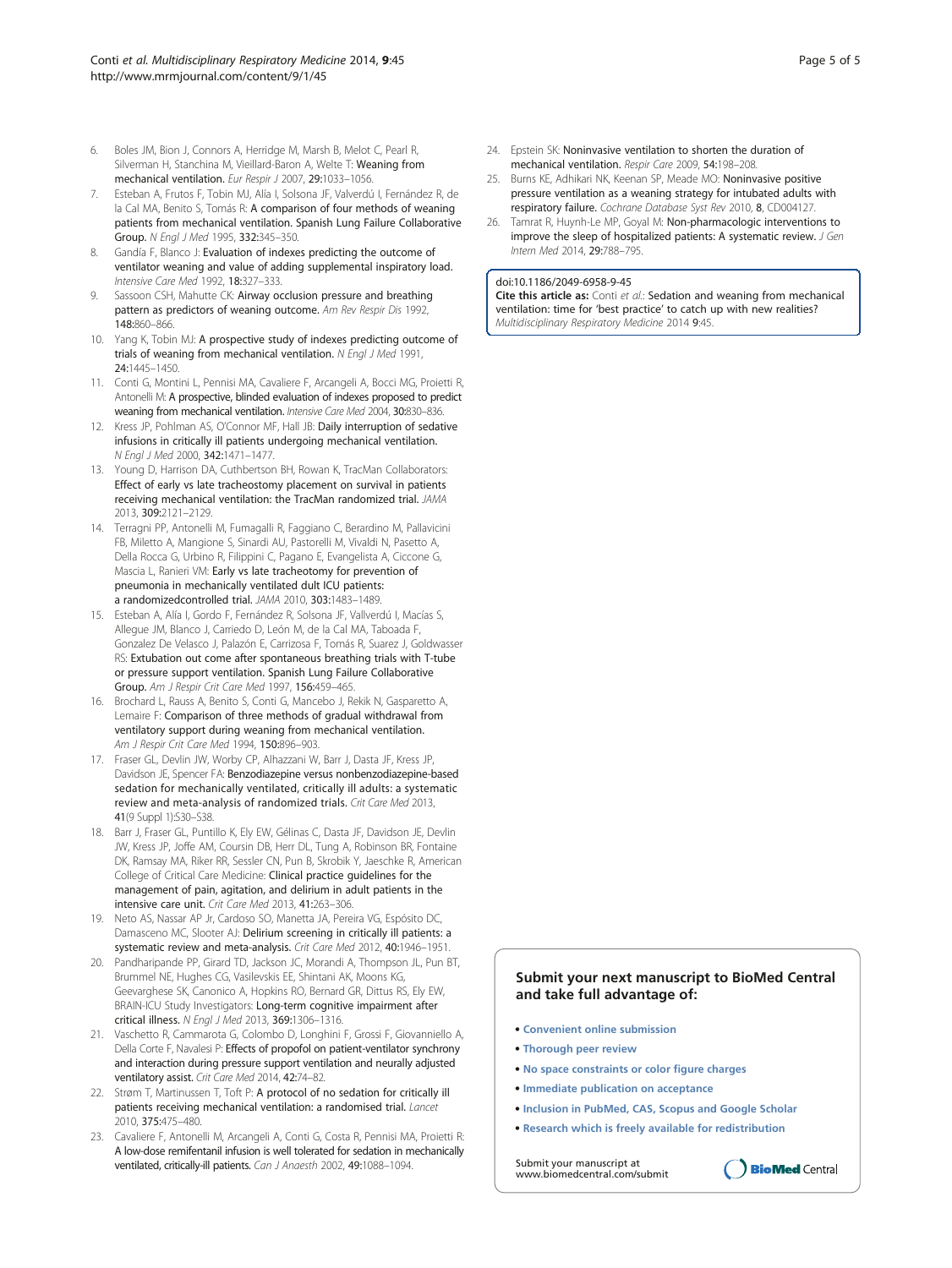6. Boles JM, Bion J, Connors A, Herridge M, Marsh B, Melot C, Pearl R, Silverman H, Stanchina M, Vieillard-Baron A, Welte T: **Weaning from mechanical ventilation.** *Eur Respir J* 2007, **29:**1033–1056.
7. Esteban A, Frutos F, Tobin MJ, Alía I, Solsona JF, Valverdú I, Fernández R, de la Cal MA, Benito S, Tomás R: **A comparison of four methods of weaning patients from mechanical ventilation. Spanish Lung Failure Collaborative Group.** *N Engl J Med* 1995, **332:**345–350.
8. Gandía F, Blanco J: **Evaluation of indexes predicting the outcome of ventilator weaning and value of adding supplemental inspiratory load.** *Intensive Care Med* 1992, **18:**327–333.
9. Sassoon CSH, Mahutte CK: **Airway occlusion pressure and breathing pattern as predictors of weaning outcome.** *Am Rev Respir Dis* 1992, **148:**860–866.
10. Yang K, Tobin MJ: **A prospective study of indexes predicting outcome of trials of weaning from mechanical ventilation.** *N Engl J Med* 1991, **24:**1445–1450.
11. Conti G, Montini L, Pennisi MA, Cavaliere F, Arcangeli A, Bocci MG, Proietti R, Antonelli M: **A prospective, blinded evaluation of indexes proposed to predict weaning from mechanical ventilation.** *Intensive Care Med* 2004, **30:**830–836.
12. Kress JP, Pohlman AS, O'Connor MF, Hall JB: **Daily interruption of sedative infusions in critically ill patients undergoing mechanical ventilation.** *N Engl J Med* 2000, **342:**1471–1477.
13. Young D, Harrison DA, Cuthbertson BH, Rowan K, TracMan Collaborators: **Effect of early vs late tracheostomy placement on survival in patients receiving mechanical ventilation: the TracMan randomized trial.** *JAMA* 2013, **309:**2121–2129.
14. Terragni PP, Antonelli M, Fumagalli R, Faggiano C, Berardino M, Pallavicini FB, Miletto A, Mangione S, Sinardi AU, Pastorelli M, Vivaldi N, Pasetto A, Della Rocca G, Urbino R, Filippini C, Pagano E, Evangelista A, Ciccone G, Mascia L, Ranieri VM: **Early vs late tracheotomy for prevention of pneumonia in mechanically ventilated dult ICU patients: a randomizedcontrolled trial.** *JAMA* 2010, **303:**1483–1489.
15. Esteban A, Alía I, Gordo F, Fernández R, Solsona JF, Vallverdú I, Macías S, Allegue JM, Blanco J, Carriedo D, León M, de la Cal MA, Taboada F, Gonzalez De Velasco J, Palazón E, Carrizosa F, Tomás R, Suarez J, Goldwasser RS: **Extubation out come after spontaneous breathing trials with T-tube or pressure support ventilation. Spanish Lung Failure Collaborative Group.** *Am J Respir Crit Care Med* 1997, **156:**459–465.
16. Brochard L, Rauss A, Benito S, Conti G, Mancebo J, Rekik N, Gasparetto A, Lemaire F: **Comparison of three methods of gradual withdrawal from ventilatory support during weaning from mechanical ventilation.** *Am J Respir Crit Care Med* 1994, **150:**896–903.
17. Fraser GL, Devlin JW, Worby CP, Alhazzani W, Barr J, Dasta JF, Kress JP, Davidson JE, Spencer FA: **Benzodiazepine versus nonbenzodiazepine-based sedation for mechanically ventilated, critically ill adults: a systematic review and meta-analysis of randomized trials.** *Crit Care Med* 2013, **41**(9 Suppl 1):S30–S38.
18. Barr J, Fraser GL, Puntillo K, Ely EW, Gélinas C, Dasta JF, Davidson JE, Devlin JW, Kress JP, Joffe AM, Coursin DB, Herr DL, Tung A, Robinson BR, Fontaine DK, Ramsay MA, Riker RR, Sessler CN, Pun B, Skrobik Y, Jaeschke R, American College of Critical Care Medicine: **Clinical practice guidelines for the management of pain, agitation, and delirium in adult patients in the intensive care unit.** *Crit Care Med* 2013, **41:**263–306.
19. Neto AS, Nassar AP Jr, Cardoso SO, Manetta JA, Pereira VG, Espósito DC, Damasceno MC, Slooter AJ: **Delirium screening in critically ill patients: a systematic review and meta-analysis.** *Crit Care Med* 2012, **40:**1946–1951.
20. Pandharipande PP, Girard TD, Jackson JC, Morandi A, Thompson JL, Pun BT, Brummel NE, Hughes CG, Vasilevskis EE, Shintani AK, Moons KG, Geevarghese SK, Canonico A, Hopkins RO, Bernard GR, Dittus RS, Ely EW, BRAIN-ICU Study Investigators: **Long-term cognitive impairment after critical illness.** *N Engl J Med* 2013, **369:**1306–1316.
21. Vaschetto R, Cammarota G, Colombo D, Longhini F, Grossi F, Giovanniello A, Della Corte F, Navalesi P: **Effects of propofol on patient-ventilator synchrony and interaction during pressure support ventilation and neurally adjusted ventilatory assist.** *Crit Care Med* 2014, **42:**74–82.
22. Strøm T, Martinussen T, Toft P: **A protocol of no sedation for critically ill patients receiving mechanical ventilation: a randomised trial.** *Lancet* 2010, **375:**475–480.
23. Cavaliere F, Antonelli M, Arcangeli A, Conti G, Costa R, Pennisi MA, Proietti R: **A low-dose remifentanil infusion is well tolerated for sedation in mechanically ventilated, critically-ill patients.** *Can J Anaesth* 2002, **49:**1088–1094.
24. Epstein SK: **Noninvasive ventilation to shorten the duration of mechanical ventilation.** *Respir Care* 2009, **54:**198–208.
25. Burns KE, Adhikari NK, Keenan SP, Meade MO: **Noninvasive positive pressure ventilation as a weaning strategy for intubated adults with respiratory failure.** *Cochrane Database Syst Rev* 2010, **8**, CD004127.
26. Tamrat R, Huynh-Le MP, Goyal M: **Non-pharmacologic interventions to improve the sleep of hospitalized patients: A systematic review.** *J Gen Intern Med* 2014, **29:**788–795.

doi:10.1186/2049-6958-9-45

**Cite this article as:** Conti *et al.*: Sedation and weaning from mechanical ventilation: time for 'best practice' to catch up with new realities? *Multidisciplinary Respiratory Medicine* 2014 **9**:45.

**Submit your next manuscript to BioMed Central and take full advantage of:**

- **Convenient online submission**
- **Thorough peer review**
- **No space constraints or color figure charges**
- **Immediate publication on acceptance**
- **Inclusion in PubMed, CAS, Scopus and Google Scholar**
- **Research which is freely available for redistribution**

Submit your manuscript at www.biomedcentral.com/submit

BioMed Central